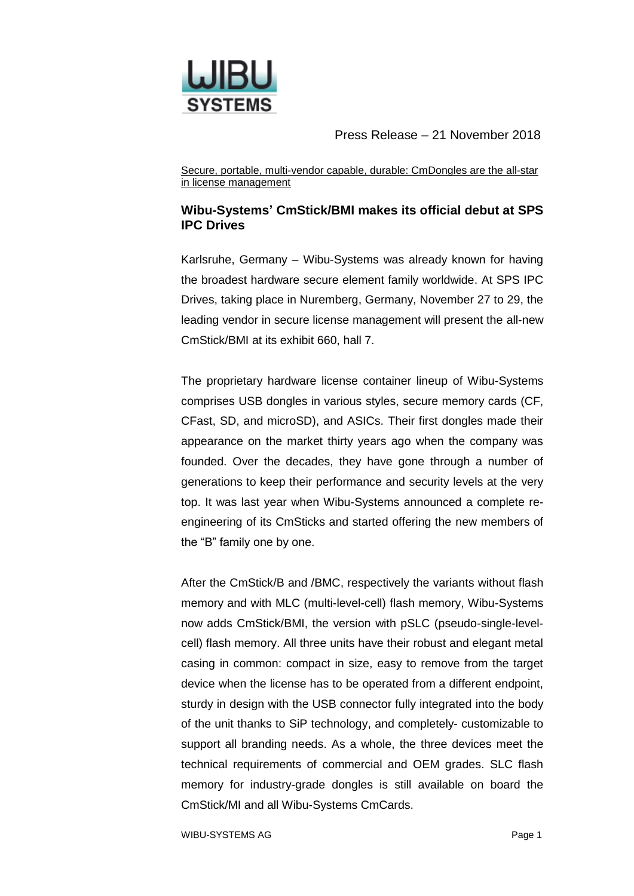Press Release – 21 November 2018

<u>Secure, portable, multi-vendor capable, durable: CmDongles are the all-star in license management</u>

## Wibu-Systems' CmStick/BMI makes its official debut at SPS IPC Drives

Karlsruhe, Germany – Wibu-Systems was already known for having the broadest hardware secure element family worldwide. At SPS IPC Drives, taking place in Nuremberg, Germany, November 27 to 29, the leading vendor in secure license management will present the all-new CmStick/BMI at its exhibit 660, hall 7.

The proprietary hardware license container lineup of Wibu-Systems comprises USB dongles in various styles, secure memory cards (CF, CFast, SD, and microSD), and ASICs. Their first dongles made their appearance on the market thirty years ago when the company was founded. Over the decades, they have gone through a number of generations to keep their performance and security levels at the very top. It was last year when Wibu-Systems announced a complete re-engineering of its CmSticks and started offering the new members of the "B" family one by one.

After the CmStick/B and /BMC, respectively the variants without flash memory and with MLC (multi-level-cell) flash memory, Wibu-Systems now adds CmStick/BMI, the version with pSLC (pseudo-single-level-cell) flash memory. All three units have their robust and elegant metal casing in common: compact in size, easy to remove from the target device when the license has to be operated from a different endpoint, sturdy in design with the USB connector fully integrated into the body of the unit thanks to SiP technology, and completely- customizable to support all branding needs. As a whole, the three devices meet the technical requirements of commercial and OEM grades. SLC flash memory for industry-grade dongles is still available on board the CmStick/MI and all Wibu-Systems CmCards.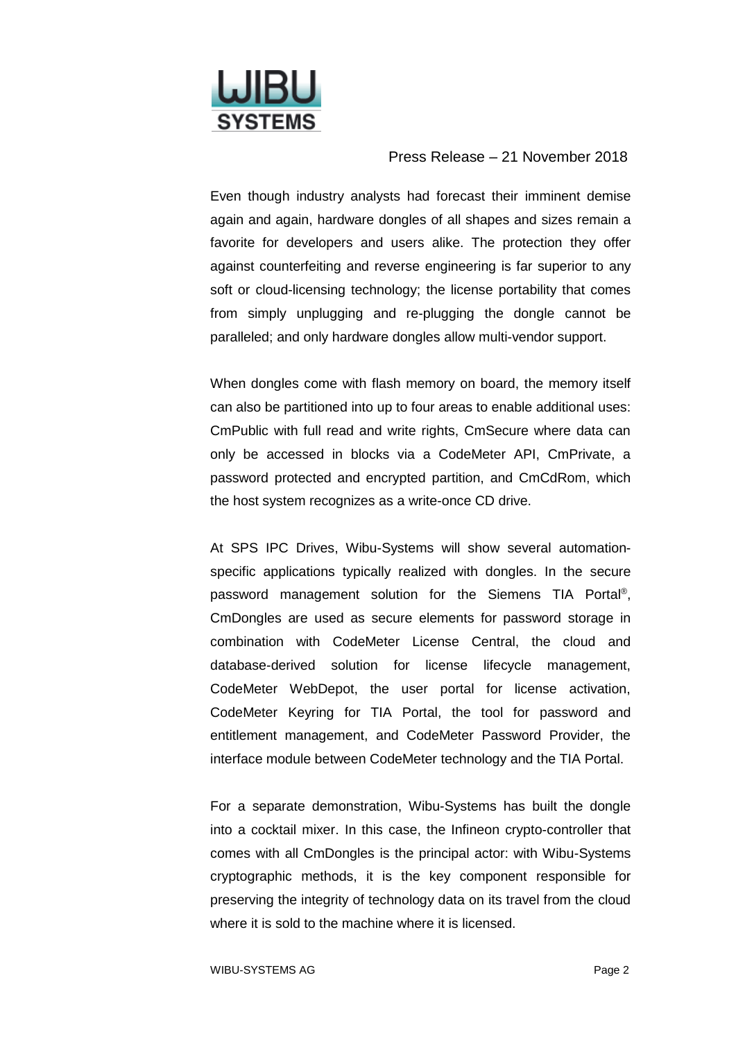Press Release – 21 November 2018

Even though industry analysts had forecast their imminent demise again and again, hardware dongles of all shapes and sizes remain a favorite for developers and users alike. The protection they offer against counterfeiting and reverse engineering is far superior to any soft or cloud-licensing technology; the license portability that comes from simply unplugging and re-plugging the dongle cannot be paralleled; and only hardware dongles allow multi-vendor support.

When dongles come with flash memory on board, the memory itself can also be partitioned into up to four areas to enable additional uses: CmPublic with full read and write rights, CmSecure where data can only be accessed in blocks via a CodeMeter API, CmPrivate, a password protected and encrypted partition, and CmCdRom, which the host system recognizes as a write-once CD drive.

At SPS IPC Drives, Wibu-Systems will show several automation-specific applications typically realized with dongles. In the secure password management solution for the Siemens TIA Portal®, CmDongles are used as secure elements for password storage in combination with CodeMeter License Central, the cloud and database-derived solution for license lifecycle management, CodeMeter WebDepot, the user portal for license activation, CodeMeter Keyring for TIA Portal, the tool for password and entitlement management, and CodeMeter Password Provider, the interface module between CodeMeter technology and the TIA Portal.

For a separate demonstration, Wibu-Systems has built the dongle into a cocktail mixer. In this case, the Infineon crypto-controller that comes with all CmDongles is the principal actor: with Wibu-Systems cryptographic methods, it is the key component responsible for preserving the integrity of technology data on its travel from the cloud where it is sold to the machine where it is licensed.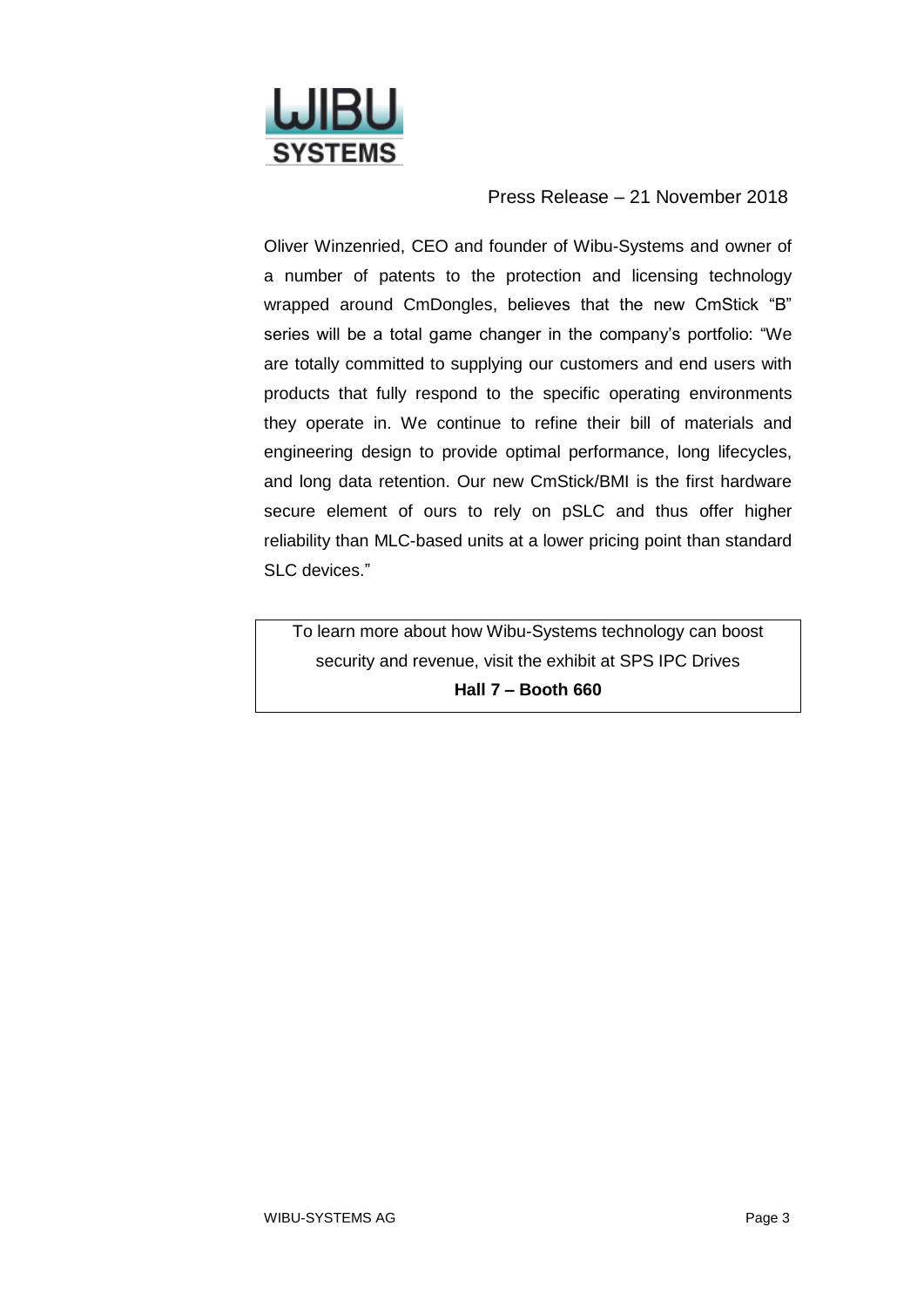Press Release – 21 November 2018

Oliver Winzenried, CEO and founder of Wibu-Systems and owner of a number of patents to the protection and licensing technology wrapped around CmDongles, believes that the new CmStick "B" series will be a total game changer in the company's portfolio: "We are totally committed to supplying our customers and end users with products that fully respond to the specific operating environments they operate in. We continue to refine their bill of materials and engineering design to provide optimal performance, long lifecycles, and long data retention. Our new CmStick/BMI is the first hardware secure element of ours to rely on pSLC and thus offer higher reliability than MLC-based units at a lower pricing point than standard SLC devices."

To learn more about how Wibu-Systems technology can boost security and revenue, visit the exhibit at SPS IPC Drives
**Hall 7 – Booth 660**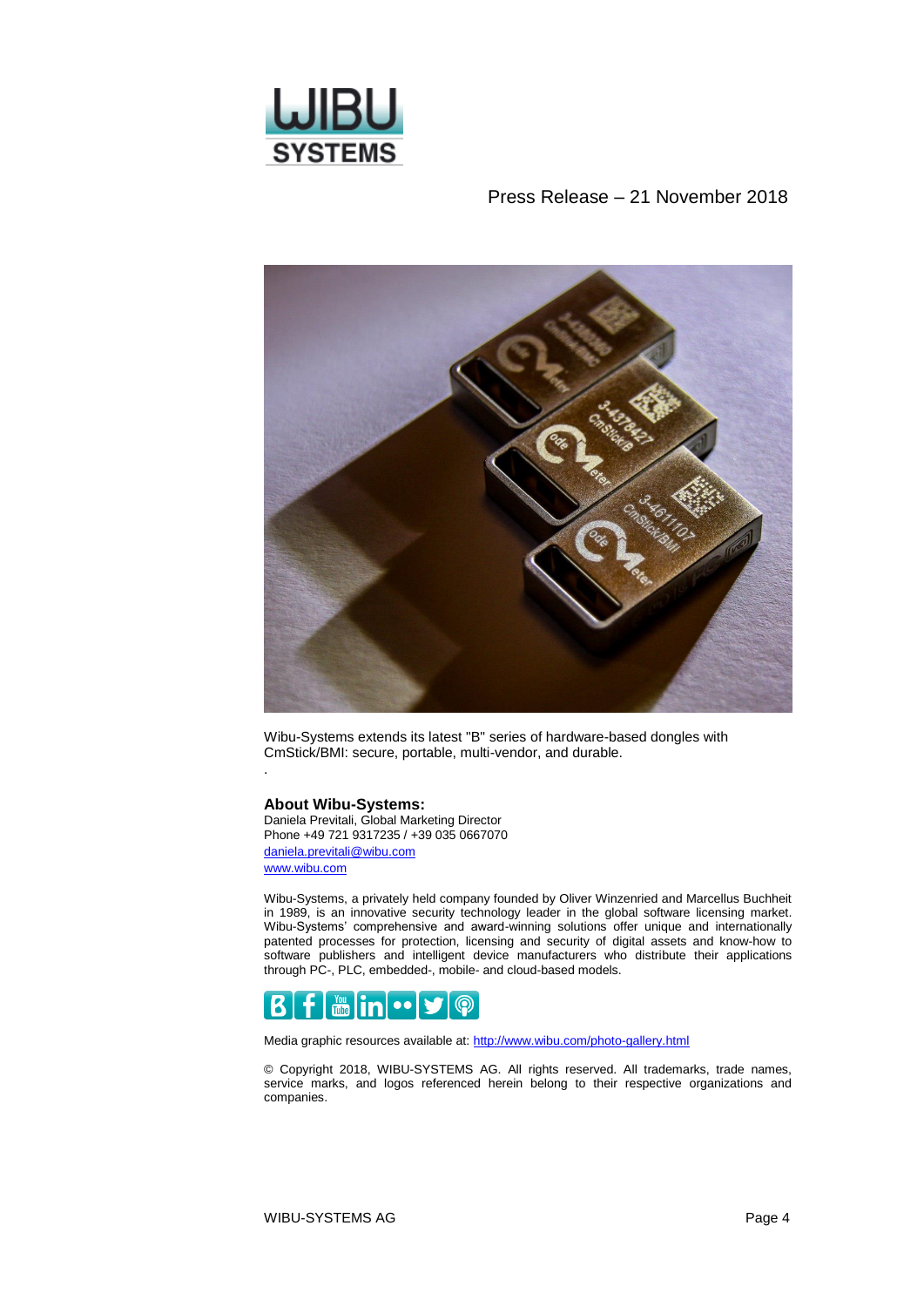Press Release – 21 November 2018

Wibu-Systems extends its latest "B" series of hardware-based dongles with CmStick/BMI: secure, portable, multi-vendor, and durable.

.

**About Wibu-Systems:**
Daniela Previtali, Global Marketing Director
Phone +49 721 9317235 / +39 035 0667070
daniela.previtali@wibu.com
www.wibu.com

Wibu-Systems, a privately held company founded by Oliver Winzenried and Marcellus Buchheit in 1989, is an innovative security technology leader in the global software licensing market. Wibu-Systems' comprehensive and award-winning solutions offer unique and internationally patented processes for protection, licensing and security of digital assets and know-how to software publishers and intelligent device manufacturers who distribute their applications through PC-, PLC, embedded-, mobile- and cloud-based models.

Media graphic resources available at: http://www.wibu.com/photo-gallery.html

© Copyright 2018, WIBU-SYSTEMS AG. All rights reserved. All trademarks, trade names, service marks, and logos referenced herein belong to their respective organizations and companies.